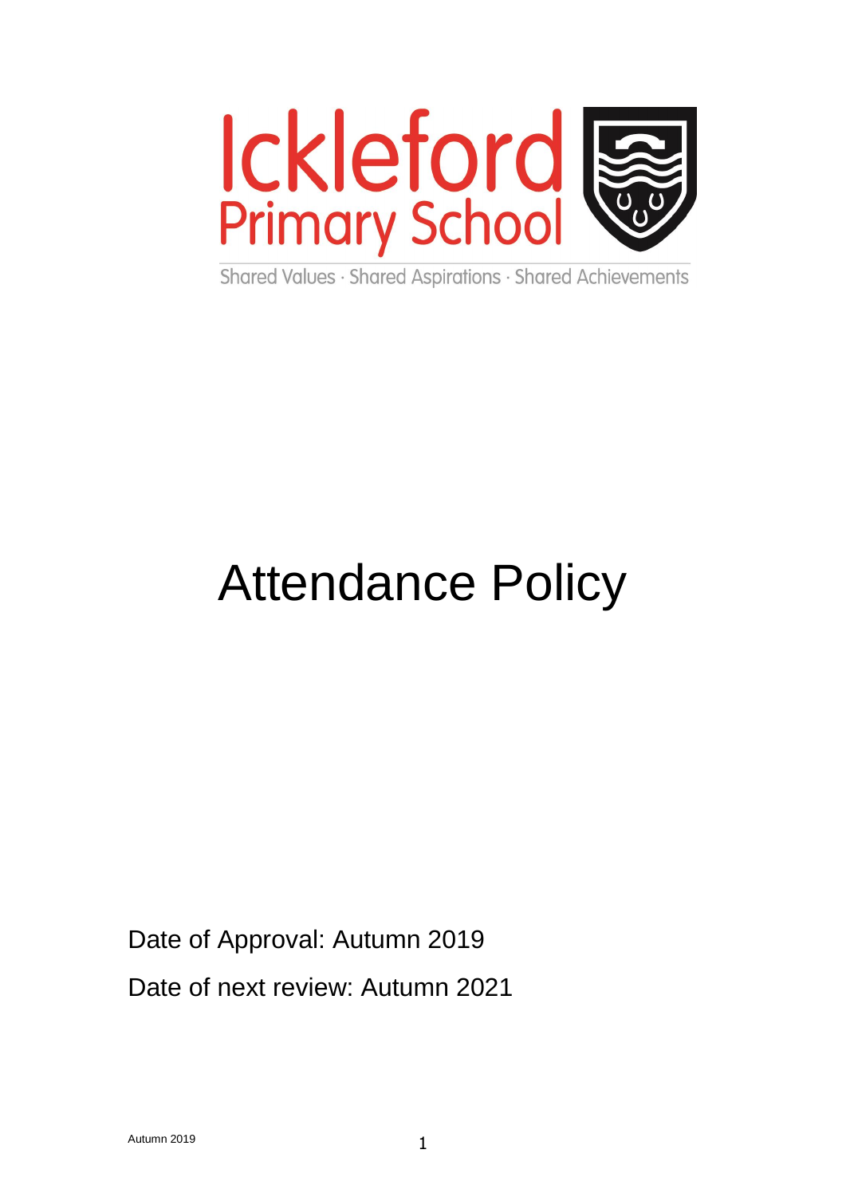Ickleford Primary School

Shared Values · Shared Aspirations · Shared Achievements

# Attendance Policy

Date of Approval: Autumn 2019

Date of next review: Autumn 2021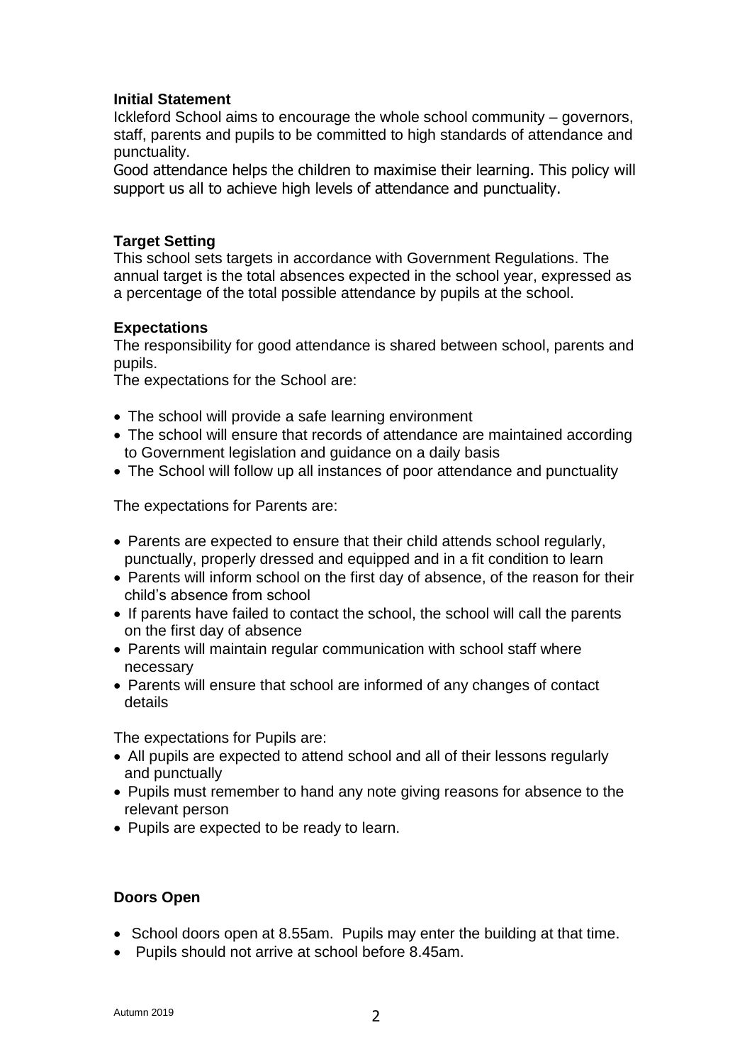**Initial Statement**

Ickleford School aims to encourage the whole school community – governors, staff, parents and pupils to be committed to high standards of attendance and punctuality.

Good attendance helps the children to maximise their learning. This policy will support us all to achieve high levels of attendance and punctuality.

**Target Setting**

This school sets targets in accordance with Government Regulations. The annual target is the total absences expected in the school year, expressed as a percentage of the total possible attendance by pupils at the school.

**Expectations**

The responsibility for good attendance is shared between school, parents and pupils.

The expectations for the School are:

- The school will provide a safe learning environment
- The school will ensure that records of attendance are maintained according to Government legislation and guidance on a daily basis
- The School will follow up all instances of poor attendance and punctuality

The expectations for Parents are:

- Parents are expected to ensure that their child attends school regularly, punctually, properly dressed and equipped and in a fit condition to learn
- Parents will inform school on the first day of absence, of the reason for their child's absence from school
- If parents have failed to contact the school, the school will call the parents on the first day of absence
- Parents will maintain regular communication with school staff where necessary
- Parents will ensure that school are informed of any changes of contact details

The expectations for Pupils are:

- All pupils are expected to attend school and all of their lessons regularly and punctually
- Pupils must remember to hand any note giving reasons for absence to the relevant person
- Pupils are expected to be ready to learn.

**Doors Open**

- School doors open at 8.55am. Pupils may enter the building at that time.
- Pupils should not arrive at school before 8.45am.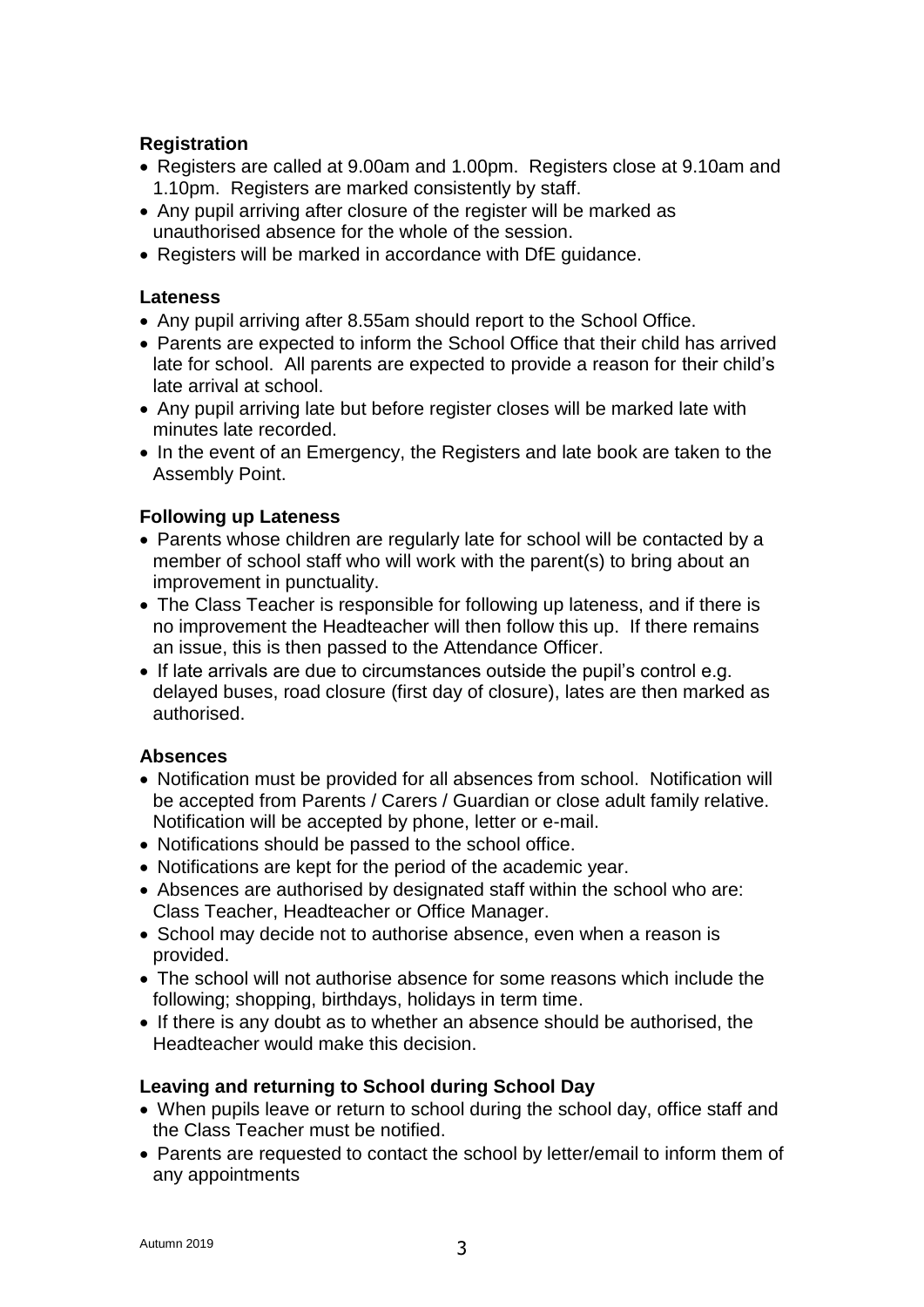### Registration

- Registers are called at 9.00am and 1.00pm. Registers close at 9.10am and 1.10pm. Registers are marked consistently by staff.
- Any pupil arriving after closure of the register will be marked as unauthorised absence for the whole of the session.
- Registers will be marked in accordance with DfE guidance.

### Lateness

- Any pupil arriving after 8.55am should report to the School Office.
- Parents are expected to inform the School Office that their child has arrived late for school. All parents are expected to provide a reason for their child's late arrival at school.
- Any pupil arriving late but before register closes will be marked late with minutes late recorded.
- In the event of an Emergency, the Registers and late book are taken to the Assembly Point.

### Following up Lateness

- Parents whose children are regularly late for school will be contacted by a member of school staff who will work with the parent(s) to bring about an improvement in punctuality.
- The Class Teacher is responsible for following up lateness, and if there is no improvement the Headteacher will then follow this up. If there remains an issue, this is then passed to the Attendance Officer.
- If late arrivals are due to circumstances outside the pupil's control e.g. delayed buses, road closure (first day of closure), lates are then marked as authorised.

### Absences

- Notification must be provided for all absences from school. Notification will be accepted from Parents / Carers / Guardian or close adult family relative. Notification will be accepted by phone, letter or e-mail.
- Notifications should be passed to the school office.
- Notifications are kept for the period of the academic year.
- Absences are authorised by designated staff within the school who are: Class Teacher, Headteacher or Office Manager.
- School may decide not to authorise absence, even when a reason is provided.
- The school will not authorise absence for some reasons which include the following; shopping, birthdays, holidays in term time.
- If there is any doubt as to whether an absence should be authorised, the Headteacher would make this decision.

### Leaving and returning to School during School Day

- When pupils leave or return to school during the school day, office staff and the Class Teacher must be notified.
- Parents are requested to contact the school by letter/email to inform them of any appointments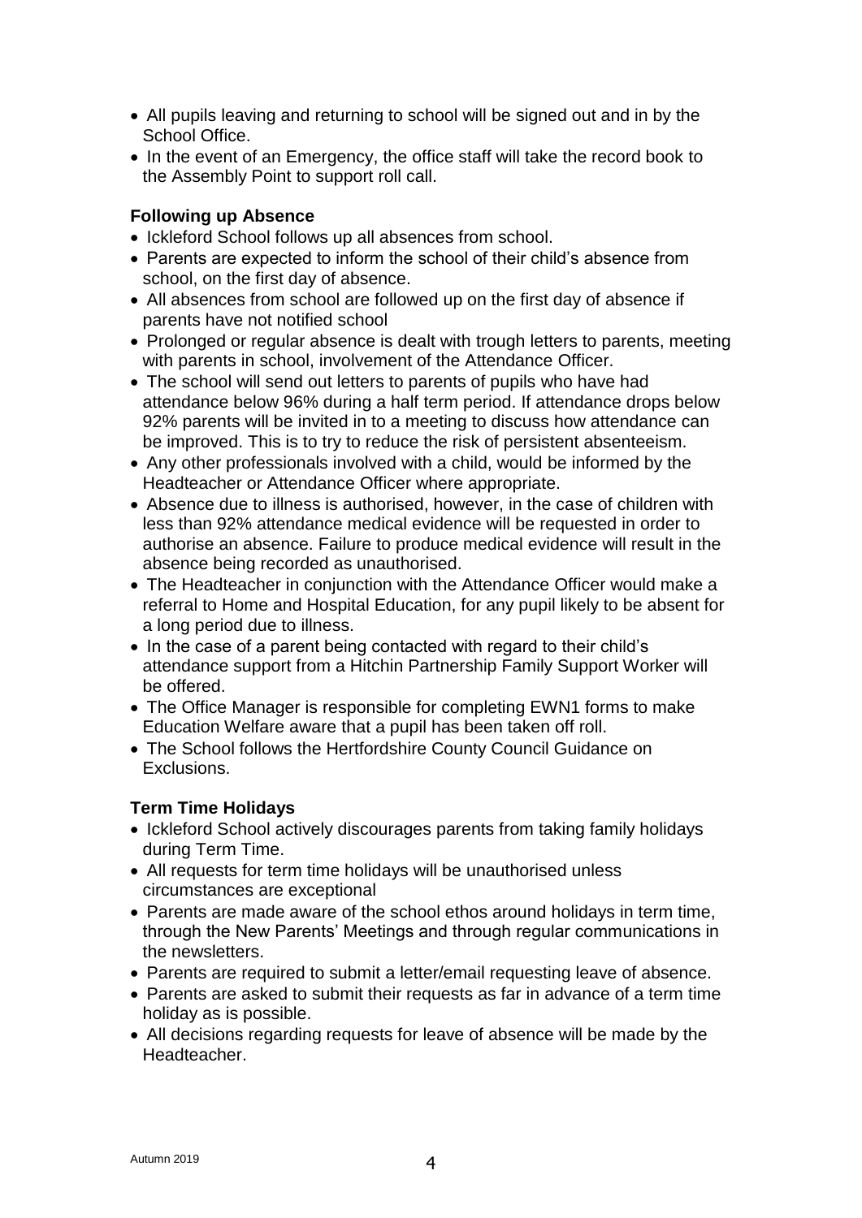- All pupils leaving and returning to school will be signed out and in by the School Office.
- In the event of an Emergency, the office staff will take the record book to the Assembly Point to support roll call.

### Following up Absence

- Ickleford School follows up all absences from school.
- Parents are expected to inform the school of their child's absence from school, on the first day of absence.
- All absences from school are followed up on the first day of absence if parents have not notified school
- Prolonged or regular absence is dealt with trough letters to parents, meeting with parents in school, involvement of the Attendance Officer.
- The school will send out letters to parents of pupils who have had attendance below 96% during a half term period. If attendance drops below 92% parents will be invited in to a meeting to discuss how attendance can be improved. This is to try to reduce the risk of persistent absenteeism.
- Any other professionals involved with a child, would be informed by the Headteacher or Attendance Officer where appropriate.
- Absence due to illness is authorised, however, in the case of children with less than 92% attendance medical evidence will be requested in order to authorise an absence. Failure to produce medical evidence will result in the absence being recorded as unauthorised.
- The Headteacher in conjunction with the Attendance Officer would make a referral to Home and Hospital Education, for any pupil likely to be absent for a long period due to illness.
- In the case of a parent being contacted with regard to their child's attendance support from a Hitchin Partnership Family Support Worker will be offered.
- The Office Manager is responsible for completing EWN1 forms to make Education Welfare aware that a pupil has been taken off roll.
- The School follows the Hertfordshire County Council Guidance on Exclusions.

### Term Time Holidays

- Ickleford School actively discourages parents from taking family holidays during Term Time.
- All requests for term time holidays will be unauthorised unless circumstances are exceptional
- Parents are made aware of the school ethos around holidays in term time, through the New Parents' Meetings and through regular communications in the newsletters.
- Parents are required to submit a letter/email requesting leave of absence.
- Parents are asked to submit their requests as far in advance of a term time holiday as is possible.
- All decisions regarding requests for leave of absence will be made by the Headteacher.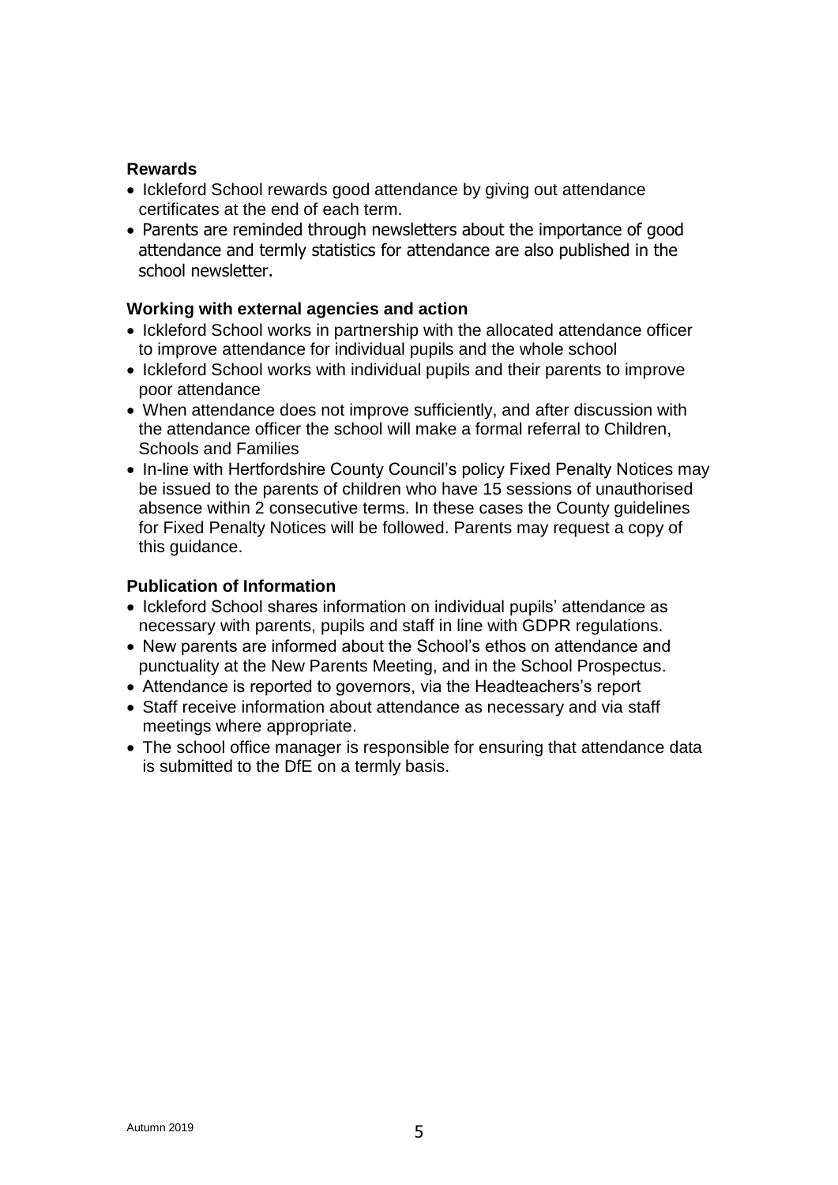### Rewards

- Ickleford School rewards good attendance by giving out attendance certificates at the end of each term.
- Parents are reminded through newsletters about the importance of good attendance and termly statistics for attendance are also published in the school newsletter.

### Working with external agencies and action

- Ickleford School works in partnership with the allocated attendance officer to improve attendance for individual pupils and the whole school
- Ickleford School works with individual pupils and their parents to improve poor attendance
- When attendance does not improve sufficiently, and after discussion with the attendance officer the school will make a formal referral to Children, Schools and Families
- In-line with Hertfordshire County Council's policy Fixed Penalty Notices may be issued to the parents of children who have 15 sessions of unauthorised absence within 2 consecutive terms. In these cases the County guidelines for Fixed Penalty Notices will be followed. Parents may request a copy of this guidance.

### Publication of Information

- Ickleford School shares information on individual pupils' attendance as necessary with parents, pupils and staff in line with GDPR regulations.
- New parents are informed about the School's ethos on attendance and punctuality at the New Parents Meeting, and in the School Prospectus.
- Attendance is reported to governors, via the Headteachers's report
- Staff receive information about attendance as necessary and via staff meetings where appropriate.
- The school office manager is responsible for ensuring that attendance data is submitted to the DfE on a termly basis.